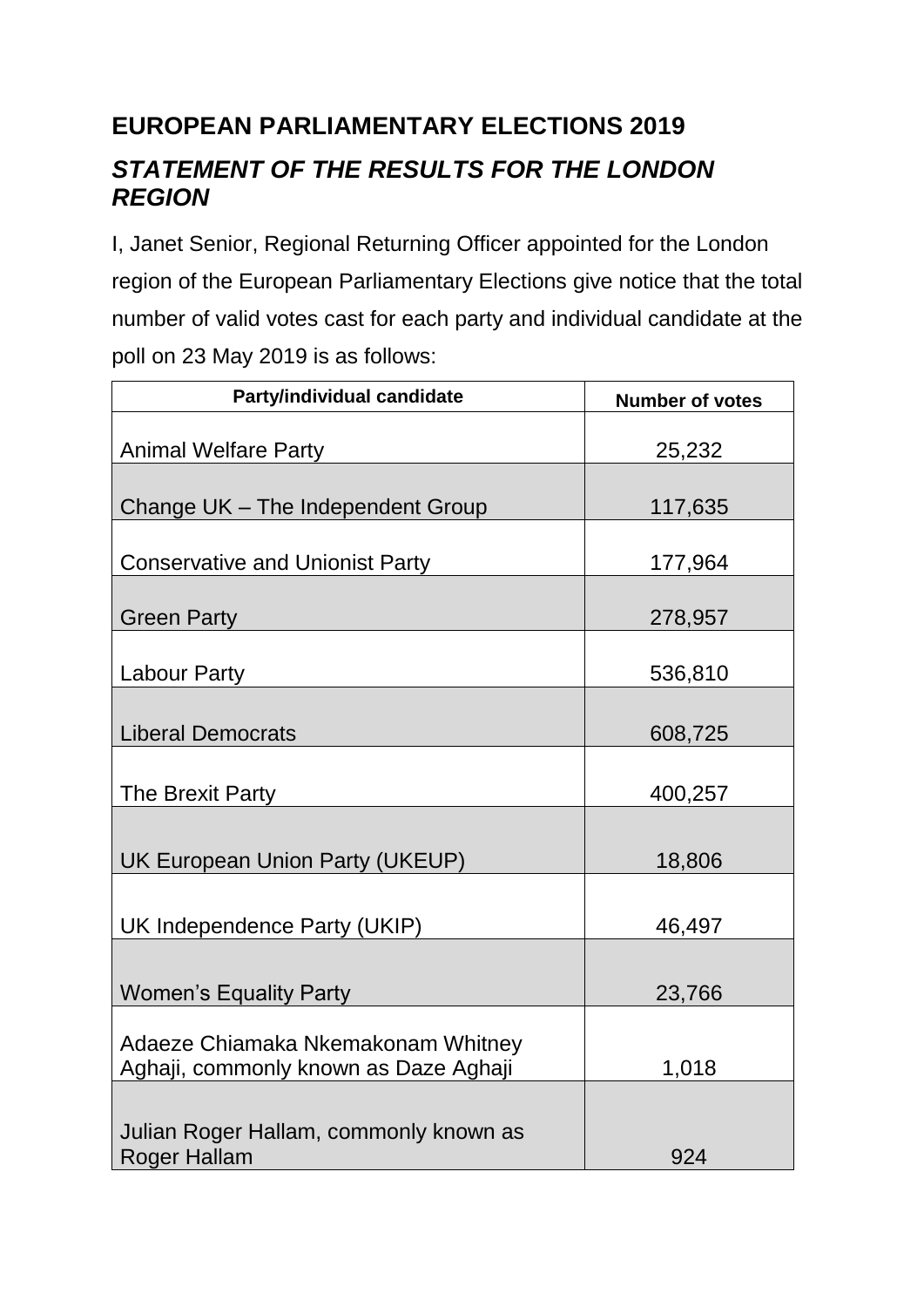# EUROPEAN PARLIAMENTARY ELECTIONS 2019

## *STATEMENT OF THE RESULTS FOR THE LONDON REGION*

I, Janet Senior, Regional Returning Officer appointed for the London region of the European Parliamentary Elections give notice that the total number of valid votes cast for each party and individual candidate at the poll on 23 May 2019 is as follows:

| Party/individual candidate | Number of votes |
|---|---|
| Animal Welfare Party | 25,232 |
| Change UK – The Independent Group | 117,635 |
| Conservative and Unionist Party | 177,964 |
| Green Party | 278,957 |
| Labour Party | 536,810 |
| Liberal Democrats | 608,725 |
| The Brexit Party | 400,257 |
| UK European Union Party (UKEUP) | 18,806 |
| UK Independence Party (UKIP) | 46,497 |
| Women's Equality Party | 23,766 |
| Adaeze Chiamaka Nkemakonam Whitney Aghaji, commonly known as Daze Aghaji | 1,018 |
| Julian Roger Hallam, commonly known as Roger Hallam | 924 |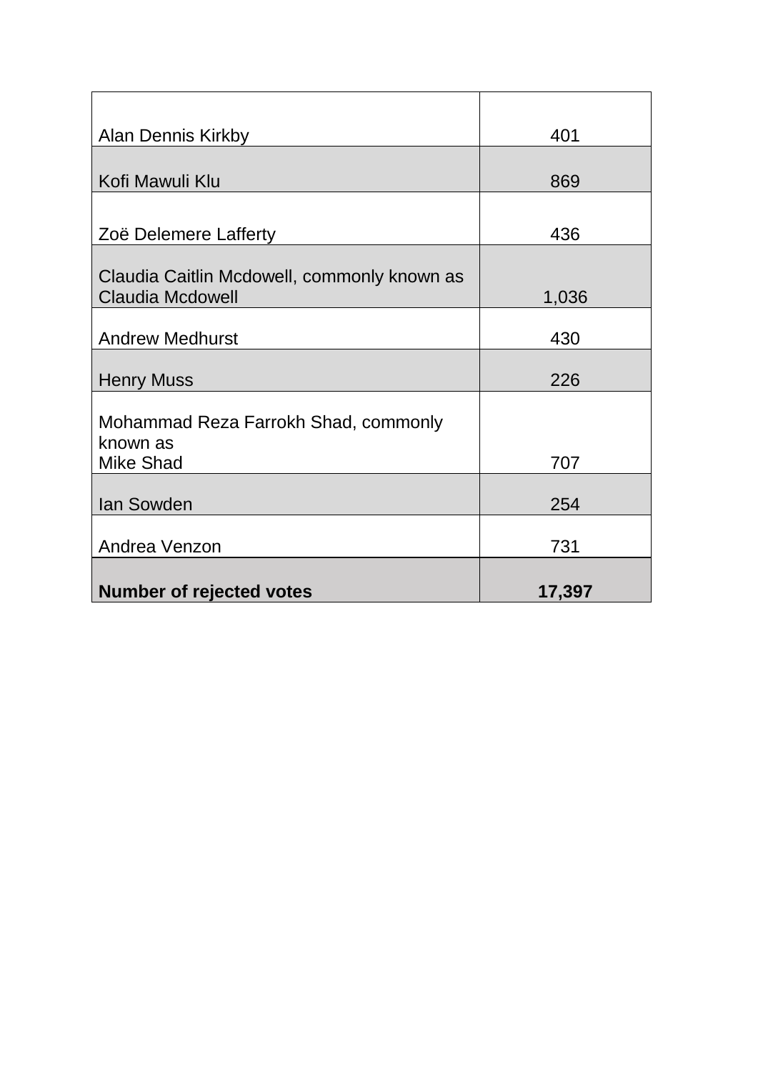| | |
|---|---|
| Alan Dennis Kirkby | 401 |
| Kofi Mawuli Klu | 869 |
| Zoë Delemere Lafferty | 436 |
| Claudia Caitlin Mcdowell, commonly known as Claudia Mcdowell | 1,036 |
| Andrew Medhurst | 430 |
| Henry Muss | 226 |
| Mohammad Reza Farrokh Shad, commonly known as Mike Shad | 707 |
| Ian Sowden | 254 |
| Andrea Venzon | 731 |
| **Number of rejected votes** | **17,397** |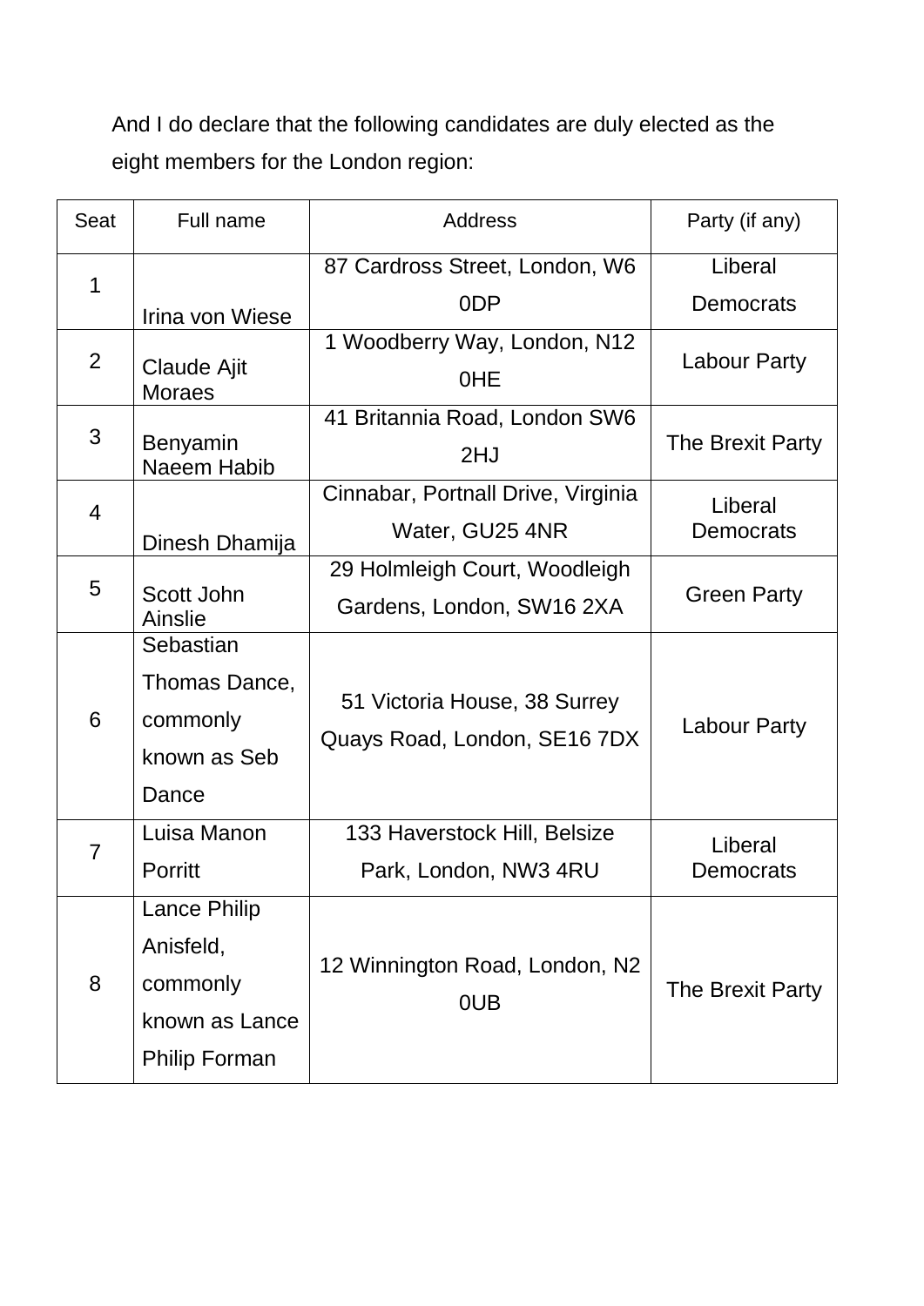And I do declare that the following candidates are duly elected as the eight members for the London region:

| Seat | Full name | Address | Party (if any) |
|---|---|---|---|
| 1 | Irina von Wiese | 87 Cardross Street, London, W6 0DP | Liberal Democrats |
| 2 | Claude Ajit Moraes | 1 Woodberry Way, London, N12 0HE | Labour Party |
| 3 | Benyamin Naeem Habib | 41 Britannia Road, London SW6 2HJ | The Brexit Party |
| 4 | Dinesh Dhamija | Cinnabar, Portnall Drive, Virginia Water, GU25 4NR | Liberal Democrats |
| 5 | Scott John Ainslie | 29 Holmleigh Court, Woodleigh Gardens, London, SW16 2XA | Green Party |
| 6 | Sebastian Thomas Dance, commonly known as Seb Dance | 51 Victoria House, 38 Surrey Quays Road, London, SE16 7DX | Labour Party |
| 7 | Luisa Manon Porritt | 133 Haverstock Hill, Belsize Park, London, NW3 4RU | Liberal Democrats |
| 8 | Lance Philip Anisfeld, commonly known as Lance Philip Forman | 12 Winnington Road, London, N2 0UB | The Brexit Party |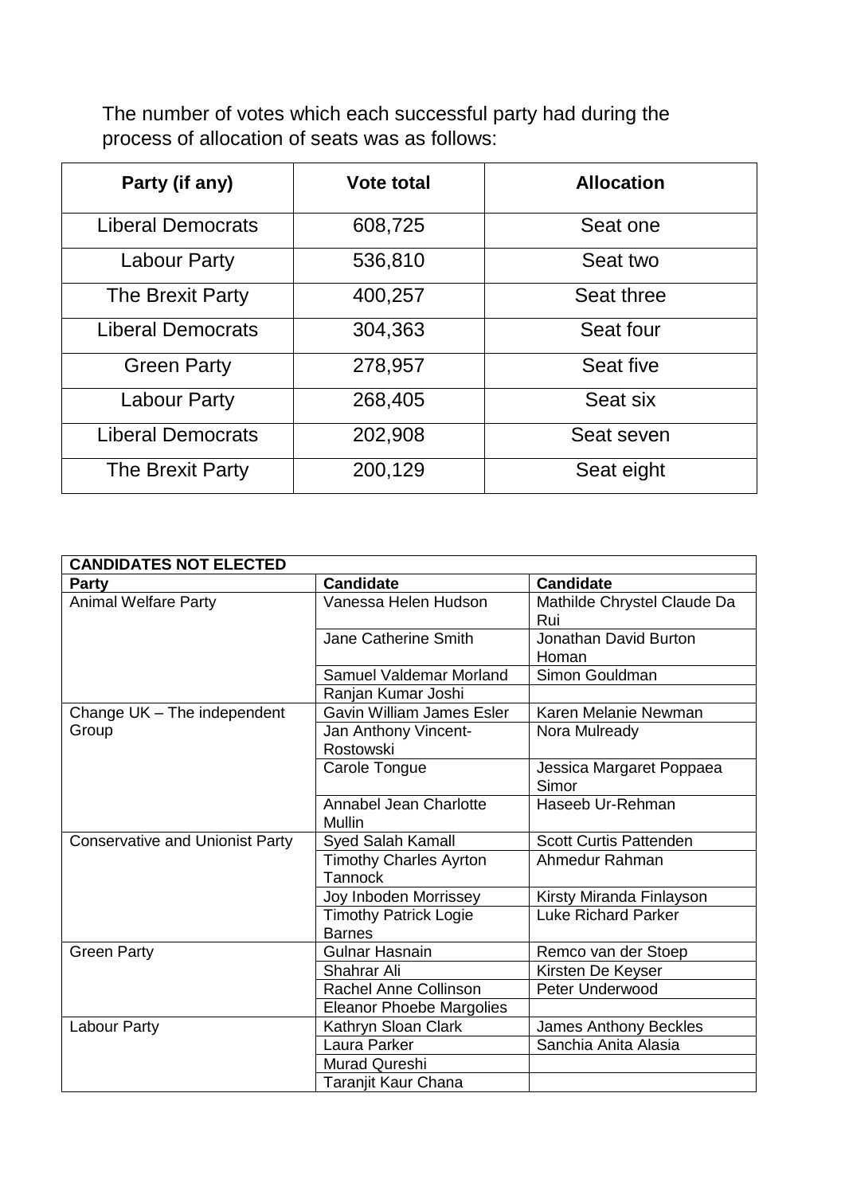The number of votes which each successful party had during the process of allocation of seats was as follows:

| Party (if any) | Vote total | Allocation |
|---|---|---|
| Liberal Democrats | 608,725 | Seat one |
| Labour Party | 536,810 | Seat two |
| The Brexit Party | 400,257 | Seat three |
| Liberal Democrats | 304,363 | Seat four |
| Green Party | 278,957 | Seat five |
| Labour Party | 268,405 | Seat six |
| Liberal Democrats | 202,908 | Seat seven |
| The Brexit Party | 200,129 | Seat eight |

| CANDIDATES NOT ELECTED | | |
|---|---|---|
| **Party** | **Candidate** | **Candidate** |
| Animal Welfare Party | Vanessa Helen Hudson | Mathilde Chrystel Claude Da Rui |
| | Jane Catherine Smith | Jonathan David Burton Homan |
| | Samuel Valdemar Morland | Simon Gouldman |
| | Ranjan Kumar Joshi | |
| Change UK – The independent Group | Gavin William James Esler | Karen Melanie Newman |
| | Jan Anthony Vincent-Rostowski | Nora Mulready |
| | Carole Tongue | Jessica Margaret Poppaea Simor |
| | Annabel Jean Charlotte Mullin | Haseeb Ur-Rehman |
| Conservative and Unionist Party | Syed Salah Kamall | Scott Curtis Pattenden |
| | Timothy Charles Ayrton Tannock | Ahmedur Rahman |
| | Joy Inboden Morrissey | Kirsty Miranda Finlayson |
| | Timothy Patrick Logie Barnes | Luke Richard Parker |
| Green Party | Gulnar Hasnain | Remco van der Stoep |
| | Shahrar Ali | Kirsten De Keyser |
| | Rachel Anne Collinson | Peter Underwood |
| | Eleanor Phoebe Margolies | |
| Labour Party | Kathryn Sloan Clark | James Anthony Beckles |
| | Laura Parker | Sanchia Anita Alasia |
| | Murad Qureshi | |
| | Taranjit Kaur Chana | |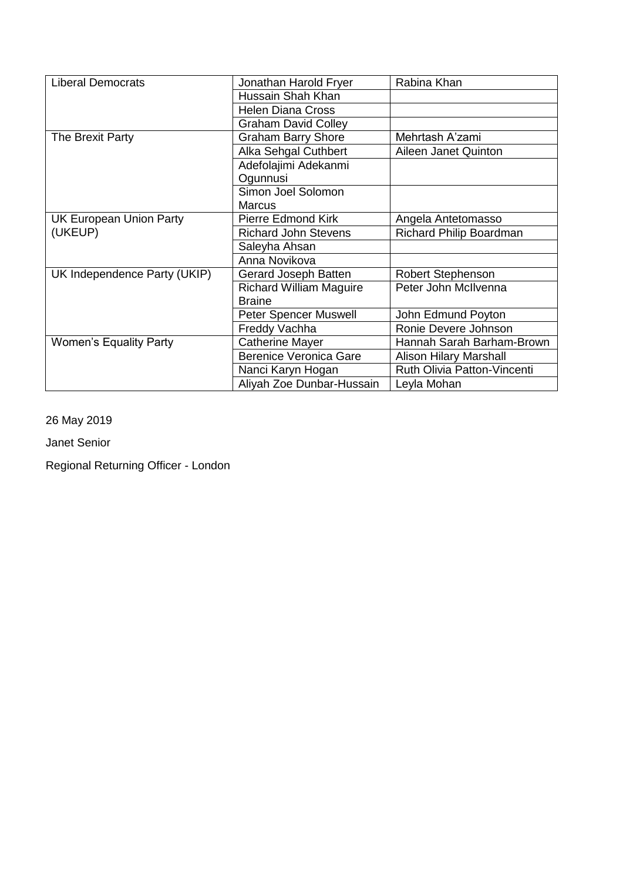| | | |
|---|---|---|
| Liberal Democrats | Jonathan Harold Fryer | Rabina Khan |
| | Hussain Shah Khan | |
| | Helen Diana Cross | |
| | Graham David Colley | |
| The Brexit Party | Graham Barry Shore | Mehrtash A'zami |
| | Alka Sehgal Cuthbert | Aileen Janet Quinton |
| | Adefolajimi Adekanmi Ogunnusi | |
| | Simon Joel Solomon Marcus | |
| UK European Union Party (UKEUP) | Pierre Edmond Kirk | Angela Antetomasso |
| | Richard John Stevens | Richard Philip Boardman |
| | Saleyha Ahsan | |
| | Anna Novikova | |
| UK Independence Party (UKIP) | Gerard Joseph Batten | Robert Stephenson |
| | Richard William Maguire Braine | Peter John McIlvenna |
| | Peter Spencer Muswell | John Edmund Poyton |
| | Freddy Vachha | Ronie Devere Johnson |
| Women's Equality Party | Catherine Mayer | Hannah Sarah Barham-Brown |
| | Berenice Veronica Gare | Alison Hilary Marshall |
| | Nanci Karyn Hogan | Ruth Olivia Patton-Vincenti |
| | Aliyah Zoe Dunbar-Hussain | Leyla Mohan |

26 May 2019

Janet Senior

Regional Returning Officer - London